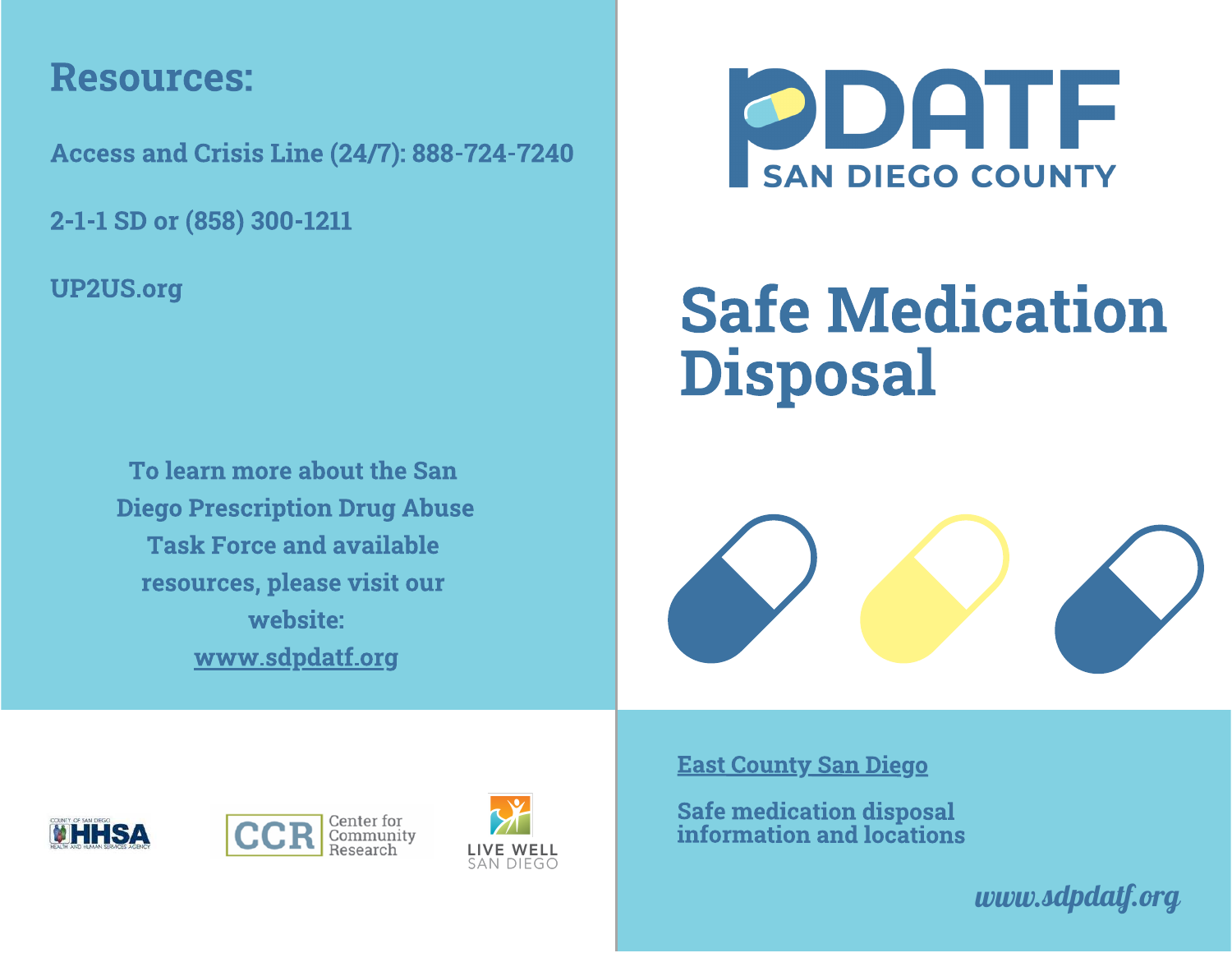## Resources:

**Access and Crisis Line (24/7): 888-724-7240**

**2-1-1 SD or (858) 300-1211**

**UP2US.org**

**To learn more about the San Diego Prescription Drug Abuse Task Force and available resources, please visit our website:**
**[www.sdpdatf.org](http://www.sdpdatf.org)**

COUNTY OF SAN DIEGO HHSA HEALTH AND HUMAN SERVICES AGENCY

CCR Center for Community Research

LIVE WELL SAN DIEGO

PDATF
SAN DIEGO COUNTY

# Safe Medication Disposal

**East County San Diego**

**Safe medication disposal information and locations**

*www.sdpdatf.org*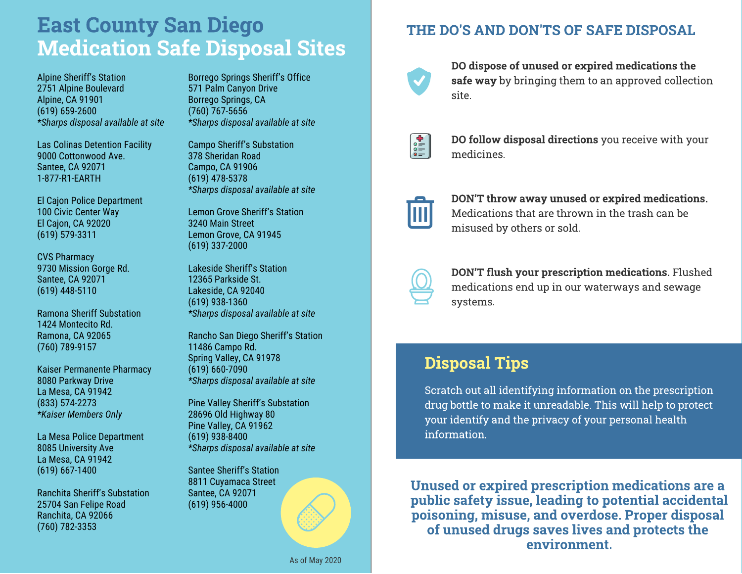# East County San Diego Medication Safe Disposal Sites

Alpine Sheriff's Station
2751 Alpine Boulevard
Alpine, CA 91901
(619) 659-2600
*Sharps disposal available at site*

Las Colinas Detention Facility
9000 Cottonwood Ave.
Santee, CA 92071
1-877-R1-EARTH

El Cajon Police Department
100 Civic Center Way
El Cajon, CA 92020
(619) 579-3311

CVS Pharmacy
9730 Mission Gorge Rd.
Santee, CA 92071
(619) 448-5110

Ramona Sheriff Substation
1424 Montecito Rd.
Ramona, CA 92065
(760) 789-9157

Kaiser Permanente Pharmacy
8080 Parkway Drive
La Mesa, CA 91942
(833) 574-2273
*Kaiser Members Only*

La Mesa Police Department
8085 University Ave
La Mesa, CA 91942
(619) 667-1400

Ranchita Sheriff's Substation
25704 San Felipe Road
Ranchita, CA 92066
(760) 782-3353

Borrego Springs Sheriff's Office
571 Palm Canyon Drive
Borrego Springs, CA
(760) 767-5656
*Sharps disposal available at site*

Campo Sheriff's Substation
378 Sheridan Road
Campo, CA 91906
(619) 478-5378
*Sharps disposal available at site*

Lemon Grove Sheriff's Station
3240 Main Street
Lemon Grove, CA 91945
(619) 337-2000

Lakeside Sheriff's Station
12365 Parkside St.
Lakeside, CA 92040
(619) 938-1360
*Sharps disposal available at site*

Rancho San Diego Sheriff's Station
11486 Campo Rd.
Spring Valley, CA 91978
(619) 660-7090
*Sharps disposal available at site*

Pine Valley Sheriff's Substation
28696 Old Highway 80
Pine Valley, CA 91962
(619) 938-8400
*Sharps disposal available at site*

Santee Sheriff's Station
8811 Cuyamaca Street
Santee, CA 92071
(619) 956-4000

As of May 2020

## THE DO'S AND DON'TS OF SAFE DISPOSAL

**DO dispose of unused or expired medications the safe way** by bringing them to an approved collection site.

**DO follow disposal directions** you receive with your medicines.

**DON'T throw away unused or expired medications.** Medications that are thrown in the trash can be misused by others or sold.

**DON'T flush your prescription medications.** Flushed medications end up in our waterways and sewage systems.

## Disposal Tips

Scratch out all identifying information on the prescription drug bottle to make it unreadable. This will help to protect your identify and the privacy of your personal health information.

**Unused or expired prescription medications are a public safety issue, leading to potential accidental poisoning, misuse, and overdose. Proper disposal of unused drugs saves lives and protects the environment.**